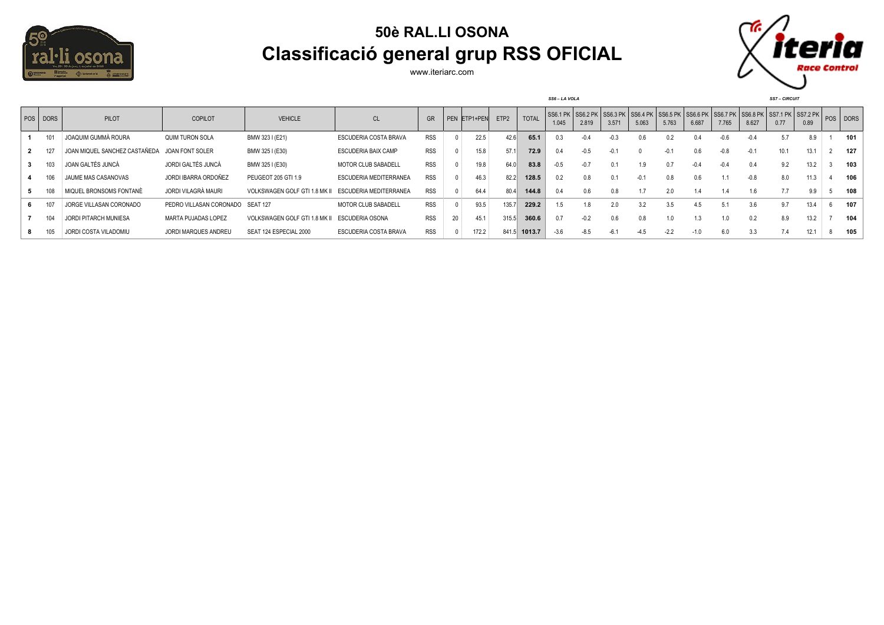# 50è RAL.LI OSONA

## Classificació general grup RSS OFICIAL

www.iteriarc.com

| POS | DORS | PILOT | COPILOT | VEHICLE | CL | GR | PEN | ETP1+PEN | ETP2 | TOTAL | SS6 – LA VOLA | | | | | | | | SS7 – CIRCUIT | | POS | DORS |
|---|---|---|---|---|---|---|---|---|---|---|---|---|---|---|---|---|---|---|---|---|---|---|
| | | | | | | | | | | | SS6.1 PK 1.045 | SS6.2 PK 2.819 | SS6.3 PK 3.571 | SS6.4 PK 5.063 | SS6.5 PK 5.763 | SS6.6 PK 6.687 | SS6.7 PK 7.765 | SS6.8 PK 8.627 | SS7.1 PK 0.77 | SS7.2 PK 0.89 | | |
| **1** | 101 | JOAQUIM GUMMÀ ROURA | QUIM TURON SOLA | BMW 323 I (E21) | ESCUDERIA COSTA BRAVA | RSS | 0 | 22.5 | 42.6 | **65.1** | 0.3 | -0.4 | -0.3 | 0.6 | 0.2 | 0.4 | -0.6 | -0.4 | 5.7 | 8.9 | 1 | **101** |
| **2** | 127 | JOAN MIQUEL SANCHEZ CASTAÑEDA | JOAN FONT SOLER | BMW 325 I (E30) | ESCUDERIA BAIX CAMP | RSS | 0 | 15.8 | 57.1 | **72.9** | 0.4 | -0.5 | -0.1 | 0 | -0.1 | 0.6 | -0.8 | -0.1 | 10.1 | 13.1 | 2 | **127** |
| **3** | 103 | JOAN GALTÉS JUNCÀ | JORDI GALTÉS JUNCÀ | BMW 325 I (E30) | MOTOR CLUB SABADELL | RSS | 0 | 19.8 | 64.0 | **83.8** | -0.5 | -0.7 | 0.1 | 1.9 | 0.7 | -0.4 | -0.4 | 0.4 | 9.2 | 13.2 | 3 | **103** |
| **4** | 106 | JAUME MAS CASANOVAS | JORDI IBARRA ORDOÑEZ | PEUGEOT 205 GTI 1.9 | ESCUDERIA MEDITERRANEA | RSS | 0 | 46.3 | 82.2 | **128.5** | 0.2 | 0.8 | 0.1 | -0.1 | 0.8 | 0.6 | 1.1 | -0.8 | 8.0 | 11.3 | 4 | **106** |
| **5** | 108 | MIQUEL BRONSOMS FONTANÉ | JORDI VILAGRÀ MAURI | VOLKSWAGEN GOLF GTI 1.8 MK II | ESCUDERIA MEDITERRANEA | RSS | 0 | 64.4 | 80.4 | **144.8** | 0.4 | 0.6 | 0.8 | 1.7 | 2.0 | 1.4 | 1.4 | 1.6 | 7.7 | 9.9 | 5 | **108** |
| **6** | 107 | JORGE VILLASAN CORONADO | PEDRO VILLASAN CORONADO | SEAT 127 | MOTOR CLUB SABADELL | RSS | 0 | 93.5 | 135.7 | **229.2** | 1.5 | 1.8 | 2.0 | 3.2 | 3.5 | 4.5 | 5.1 | 3.6 | 9.7 | 13.4 | 6 | **107** |
| **7** | 104 | JORDI PITARCH MUNIESA | MARTA PUJADAS LOPEZ | VOLKSWAGEN GOLF GTI 1.8 MK II | ESCUDERIA OSONA | RSS | 20 | 45.1 | 315.5 | **360.6** | 0.7 | -0.2 | 0.6 | 0.8 | 1.0 | 1.3 | 1.0 | 0.2 | 8.9 | 13.2 | 7 | **104** |
| **8** | 105 | JORDI COSTA VILADOMIU | JORDI MARQUES ANDREU | SEAT 124 ESPECIAL 2000 | ESCUDERIA COSTA BRAVA | RSS | 0 | 172.2 | 841.5 | **1013.7** | -3.6 | -8.5 | -6.1 | -4.5 | -2.2 | -1.0 | 6.0 | 3.3 | 7.4 | 12.1 | 8 | **105** |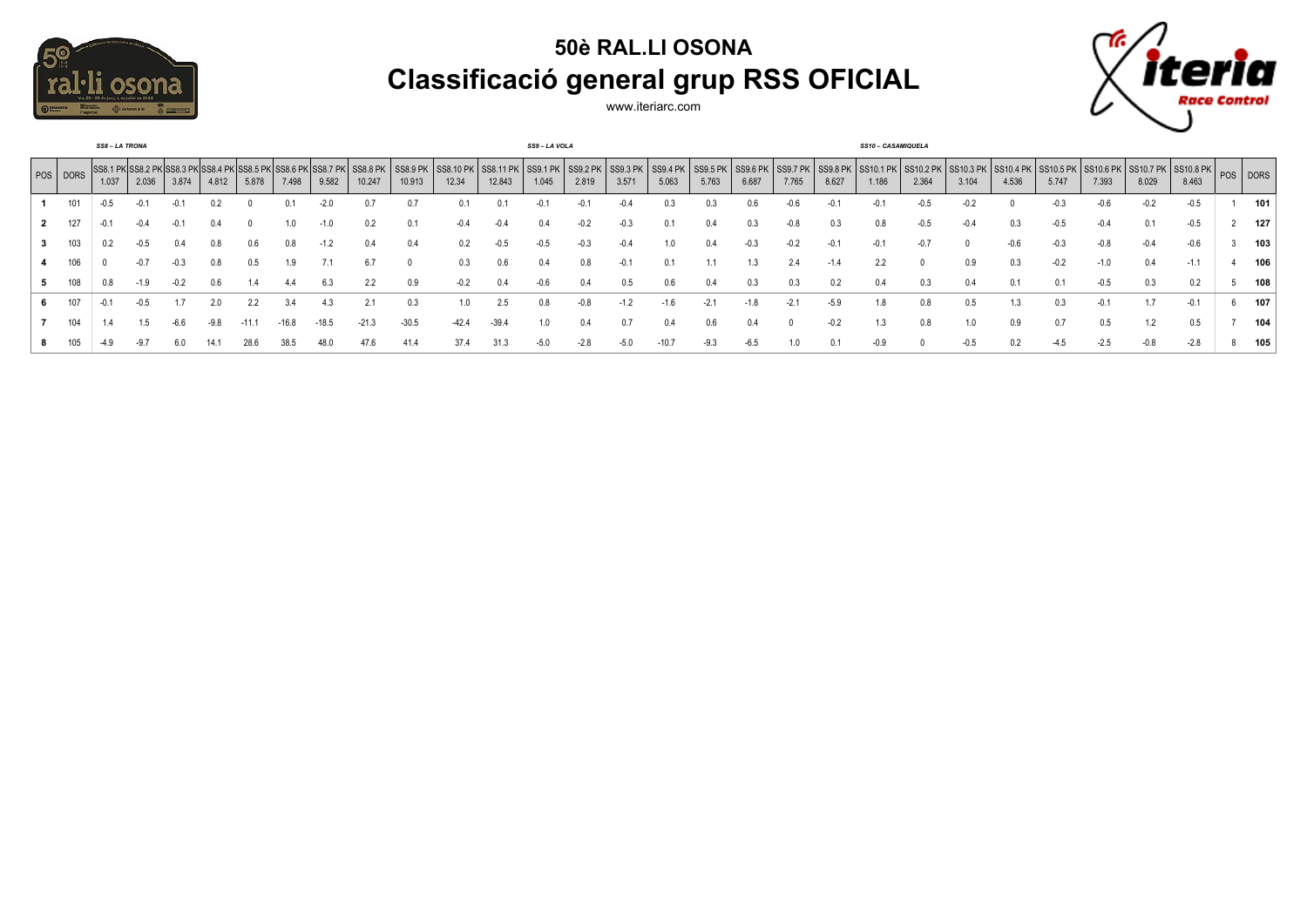# 50è RAL.LI OSONA

## Classificació general grup RSS OFICIAL

www.iteriarc.com

| | | SS8 – LA TRONA | | | | | | | | | | | SS9 – LA VOLA | | | | | | | | | SS10 – CASAMIQUELA | | | | | | | | | |
|---|---|---|---|---|---|---|---|---|---|---|---|---|---|---|---|---|---|---|---|---|---|---|---|---|---|---|---|---|---|---|---|
| POS | DORS | SS8.1 PK 1.037 | SS8.2 PK 2.036 | SS8.3 PK 3.874 | SS8.4 PK 4.812 | SS8.5 PK 5.878 | SS8.6 PK 7.498 | SS8.7 PK 9.582 | SS8.8 PK 10.247 | SS8.9 PK 10.913 | SS8.10 PK 12.34 | SS8.11 PK 12.843 | SS9.1 PK 1.045 | SS9.2 PK 2.819 | SS9.3 PK 3.571 | SS9.4 PK 5.063 | SS9.5 PK 5.763 | SS9.6 PK 6.687 | SS9.7 PK 7.765 | SS9.8 PK 8.627 | SS10.1 PK 1.186 | SS10.2 PK 2.364 | SS10.3 PK 3.104 | SS10.4 PK 4.536 | SS10.5 PK 5.747 | SS10.6 PK 7.393 | SS10.7 PK 8.029 | SS10.8 PK 8.463 | POS | DORS |
| **1** | 101 | -0.5 | -0.1 | -0.1 | 0.2 | 0 | 0.1 | -2.0 | 0.7 | 0.7 | 0.1 | 0.1 | -0.1 | -0.1 | -0.4 | 0.3 | 0.3 | 0.6 | -0.6 | -0.1 | -0.1 | -0.5 | -0.2 | 0 | -0.3 | -0.6 | -0.2 | -0.5 | 1 | **101** |
| **2** | 127 | -0.1 | -0.4 | -0.1 | 0.4 | 0 | 1.0 | -1.0 | 0.2 | 0.1 | -0.4 | -0.4 | 0.4 | -0.2 | -0.3 | 0.1 | 0.4 | 0.3 | -0.8 | 0.3 | 0.8 | -0.5 | -0.4 | 0.3 | -0.5 | -0.4 | 0.1 | -0.5 | 2 | **127** |
| **3** | 103 | 0.2 | -0.5 | 0.4 | 0.8 | 0.6 | 0.8 | -1.2 | 0.4 | 0.4 | 0.2 | -0.5 | -0.5 | -0.3 | -0.4 | 1.0 | 0.4 | -0.3 | -0.2 | -0.1 | -0.1 | -0.7 | 0 | -0.6 | -0.3 | -0.8 | -0.4 | -0.6 | 3 | **103** |
| **4** | 106 | 0 | -0.7 | -0.3 | 0.8 | 0.5 | 1.9 | 7.1 | 6.7 | 0 | 0.3 | 0.6 | 0.4 | 0.8 | -0.1 | 0.1 | 1.1 | 1.3 | 2.4 | -1.4 | 2.2 | 0 | 0.9 | 0.3 | -0.2 | -1.0 | 0.4 | -1.1 | 4 | **106** |
| **5** | 108 | 0.8 | -1.9 | -0.2 | 0.6 | 1.4 | 4.4 | 6.3 | 2.2 | 0.9 | -0.2 | 0.4 | -0.6 | 0.4 | 0.5 | 0.6 | 0.4 | 0.3 | 0.3 | 0.2 | 0.4 | 0.3 | 0.4 | 0.1 | 0.1 | -0.5 | 0.3 | 0.2 | 5 | **108** |
| **6** | 107 | -0.1 | -0.5 | 1.7 | 2.0 | 2.2 | 3.4 | 4.3 | 2.1 | 0.3 | 1.0 | 2.5 | 0.8 | -0.8 | -1.2 | -1.6 | -2.1 | -1.8 | -2.1 | -5.9 | 1.8 | 0.8 | 0.5 | 1.3 | 0.3 | -0.1 | 1.7 | -0.1 | 6 | **107** |
| **7** | 104 | 1.4 | 1.5 | -6.6 | -9.8 | -11.1 | -16.8 | -18.5 | -21.3 | -30.5 | -42.4 | -39.4 | 1.0 | 0.4 | 0.7 | 0.4 | 0.6 | 0.4 | 0 | -0.2 | 1.3 | 0.8 | 1.0 | 0.9 | 0.7 | 0.5 | 1.2 | 0.5 | 7 | **104** |
| **8** | 105 | -4.9 | -9.7 | 6.0 | 14.1 | 28.6 | 38.5 | 48.0 | 47.6 | 41.4 | 37.4 | 31.3 | -5.0 | -2.8 | -5.0 | -10.7 | -9.3 | -6.5 | 1.0 | 0.1 | -0.9 | 0 | -0.5 | 0.2 | -4.5 | -2.5 | -0.8 | -2.8 | 8 | **105** |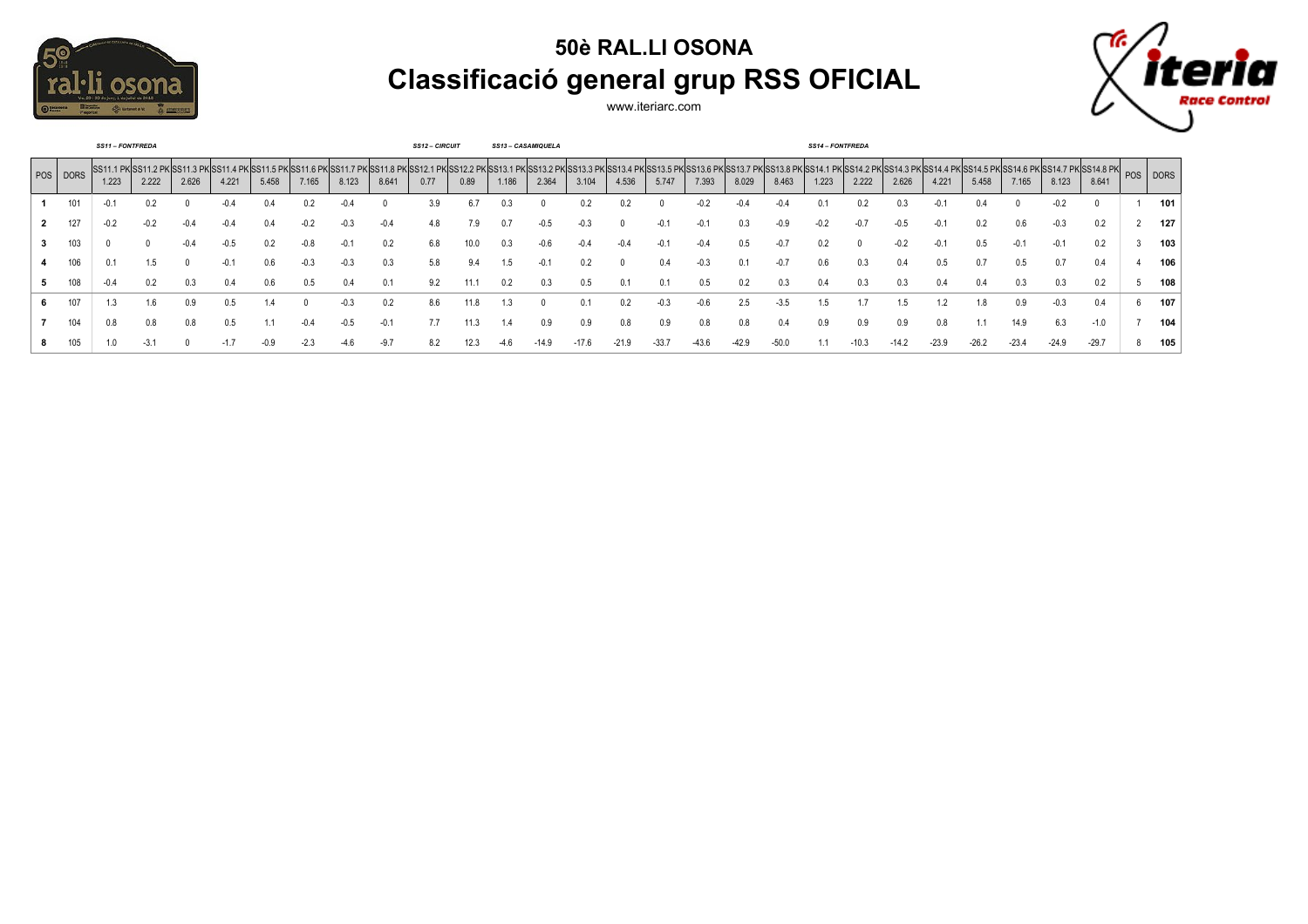# 50è RAL.LI OSONA

## Classificació general grup RSS OFICIAL

www.iteriarc.com

| | | SS11 – FONTFREDA | | | | | | | | SS12 – CIRCUIT | | SS13 – CASAMIQUELA | | | | | | | | SS14 – FONTFREDA | | | | | | | | | |
|---|---|---|---|---|---|---|---|---|---|---|---|---|---|---|---|---|---|---|---|---|---|---|---|---|---|---|---|---|---|
| POS | DORS | SS11.1 PK 1.223 | SS11.2 PK 2.222 | SS11.3 PK 2.626 | SS11.4 PK 4.221 | SS11.5 PK 5.458 | SS11.6 PK 7.165 | SS11.7 PK 8.123 | SS11.8 PK 8.641 | SS12.1 PK 0.77 | SS12.2 PK 0.89 | SS13.1 PK 1.186 | SS13.2 PK 2.364 | SS13.3 PK 3.104 | SS13.4 PK 4.536 | SS13.5 PK 5.747 | SS13.6 PK 7.393 | SS13.7 PK 8.029 | SS13.8 PK 8.463 | SS14.1 PK 1.223 | SS14.2 PK 2.222 | SS14.3 PK 2.626 | SS14.4 PK 4.221 | SS14.5 PK 5.458 | SS14.6 PK 7.165 | SS14.7 PK 8.123 | SS14.8 PK 8.641 | POS | DORS |
| **1** | 101 | -0.1 | 0.2 | 0 | -0.4 | 0.4 | 0.2 | -0.4 | 0 | 3.9 | 6.7 | 0.3 | 0 | 0.2 | 0.2 | 0 | -0.2 | -0.4 | -0.4 | 0.1 | 0.2 | 0.3 | -0.1 | 0.4 | 0 | -0.2 | 0 | 1 | **101** |
| **2** | 127 | -0.2 | -0.2 | -0.4 | -0.4 | 0.4 | -0.2 | -0.3 | -0.4 | 4.8 | 7.9 | 0.7 | -0.5 | -0.3 | 0 | -0.1 | -0.1 | 0.3 | -0.9 | -0.2 | -0.7 | -0.5 | -0.1 | 0.2 | 0.6 | -0.3 | 0.2 | 2 | **127** |
| **3** | 103 | 0 | 0 | -0.4 | -0.5 | 0.2 | -0.8 | -0.1 | 0.2 | 6.8 | 10.0 | 0.3 | -0.6 | -0.4 | -0.4 | -0.1 | -0.4 | 0.5 | -0.7 | 0.2 | 0 | -0.2 | -0.1 | 0.5 | -0.1 | -0.1 | 0.2 | 3 | **103** |
| **4** | 106 | 0.1 | 1.5 | 0 | -0.1 | 0.6 | -0.3 | -0.3 | 0.3 | 5.8 | 9.4 | 1.5 | -0.1 | 0.2 | 0 | 0.4 | -0.3 | 0.1 | -0.7 | 0.6 | 0.3 | 0.4 | 0.5 | 0.7 | 0.5 | 0.7 | 0.4 | 4 | **106** |
| **5** | 108 | -0.4 | 0.2 | 0.3 | 0.4 | 0.6 | 0.5 | 0.4 | 0.1 | 9.2 | 11.1 | 0.2 | 0.3 | 0.5 | 0.1 | 0.1 | 0.5 | 0.2 | 0.3 | 0.4 | 0.3 | 0.3 | 0.4 | 0.4 | 0.3 | 0.3 | 0.2 | 5 | **108** |
| **6** | 107 | 1.3 | 1.6 | 0.9 | 0.5 | 1.4 | 0 | -0.3 | 0.2 | 8.6 | 11.8 | 1.3 | 0 | 0.1 | 0.2 | -0.3 | -0.6 | 2.5 | -3.5 | 1.5 | 1.7 | 1.5 | 1.2 | 1.8 | 0.9 | -0.3 | 0.4 | 6 | **107** |
| **7** | 104 | 0.8 | 0.8 | 0.8 | 0.5 | 1.1 | -0.4 | -0.5 | -0.1 | 7.7 | 11.3 | 1.4 | 0.9 | 0.9 | 0.8 | 0.9 | 0.8 | 0.8 | 0.4 | 0.9 | 0.9 | 0.9 | 0.8 | 1.1 | 14.9 | 6.3 | -1.0 | 7 | **104** |
| **8** | 105 | 1.0 | -3.1 | 0 | -1.7 | -0.9 | -2.3 | -4.6 | -9.7 | 8.2 | 12.3 | -4.6 | -14.9 | -17.6 | -21.9 | -33.7 | -43.6 | -42.9 | -50.0 | 1.1 | -10.3 | -14.2 | -23.9 | -26.2 | -23.4 | -24.9 | -29.7 | 8 | **105** |